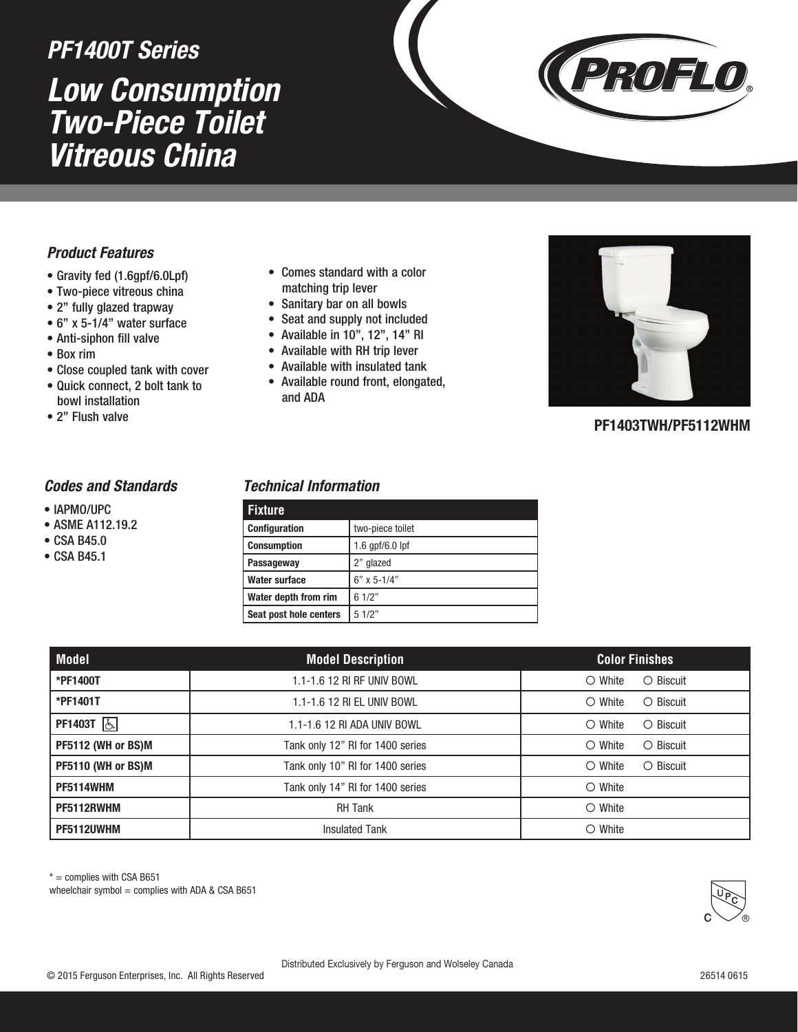## PF1400T Series

# Low Consumption Two-Piece Toilet Vitreous China

PROFLO®

### Product Features

- Gravity fed (1.6gpf/6.0Lpf)
- Two-piece vitreous china
- 2" fully glazed trapway
- 6" x 5-1/4" water surface
- Anti-siphon fill valve
- Box rim
- Close coupled tank with cover
- Quick connect, 2 bolt tank to bowl installation
- 2" Flush valve
- Comes standard with a color matching trip lever
- Sanitary bar on all bowls
- Seat and supply not included
- Available in 10", 12", 14" RI
- Available with RH trip lever
- Available with insulated tank
- Available round front, elongated, and ADA

**PF1403TWH/PF5112WHM**

### Codes and Standards

- IAPMO/UPC
- ASME A112.19.2
- CSA B45.0
- CSA B45.1

### Technical Information

| Fixture | |
|---|---|
| **Configuration** | two-piece toilet |
| **Consumption** | 1.6 gpf/6.0 lpf |
| **Passageway** | 2" glazed |
| **Water surface** | 6" x 5-1/4" |
| **Water depth from rim** | 6 1/2" |
| **Seat post hole centers** | 5 1/2" |

| Model | Model Description | Color Finishes |
|---|---|---|
| ***PF1400T** | 1.1-1.6 12 RI RF UNIV BOWL | ○ White ○ Biscuit |
| ***PF1401T** | 1.1-1.6 12 RI EL UNIV BOWL | ○ White ○ Biscuit |
| **PF1403T** ♿ | 1.1-1.6 12 RI ADA UNIV BOWL | ○ White ○ Biscuit |
| **PF5112 (WH or BS)M** | Tank only 12" RI for 1400 series | ○ White ○ Biscuit |
| **PF5110 (WH or BS)M** | Tank only 10" RI for 1400 series | ○ White ○ Biscuit |
| **PF5114WHM** | Tank only 14" RI for 1400 series | ○ White |
| **PF5112RWHM** | RH Tank | ○ White |
| **PF5112UWHM** | Insulated Tank | ○ White |

* = complies with CSA B651
wheelchair symbol = complies with ADA & CSA B651

Distributed Exclusively by Ferguson and Wolseley Canada

© 2015 Ferguson Enterprises, Inc. All Rights Reserved

26514 0615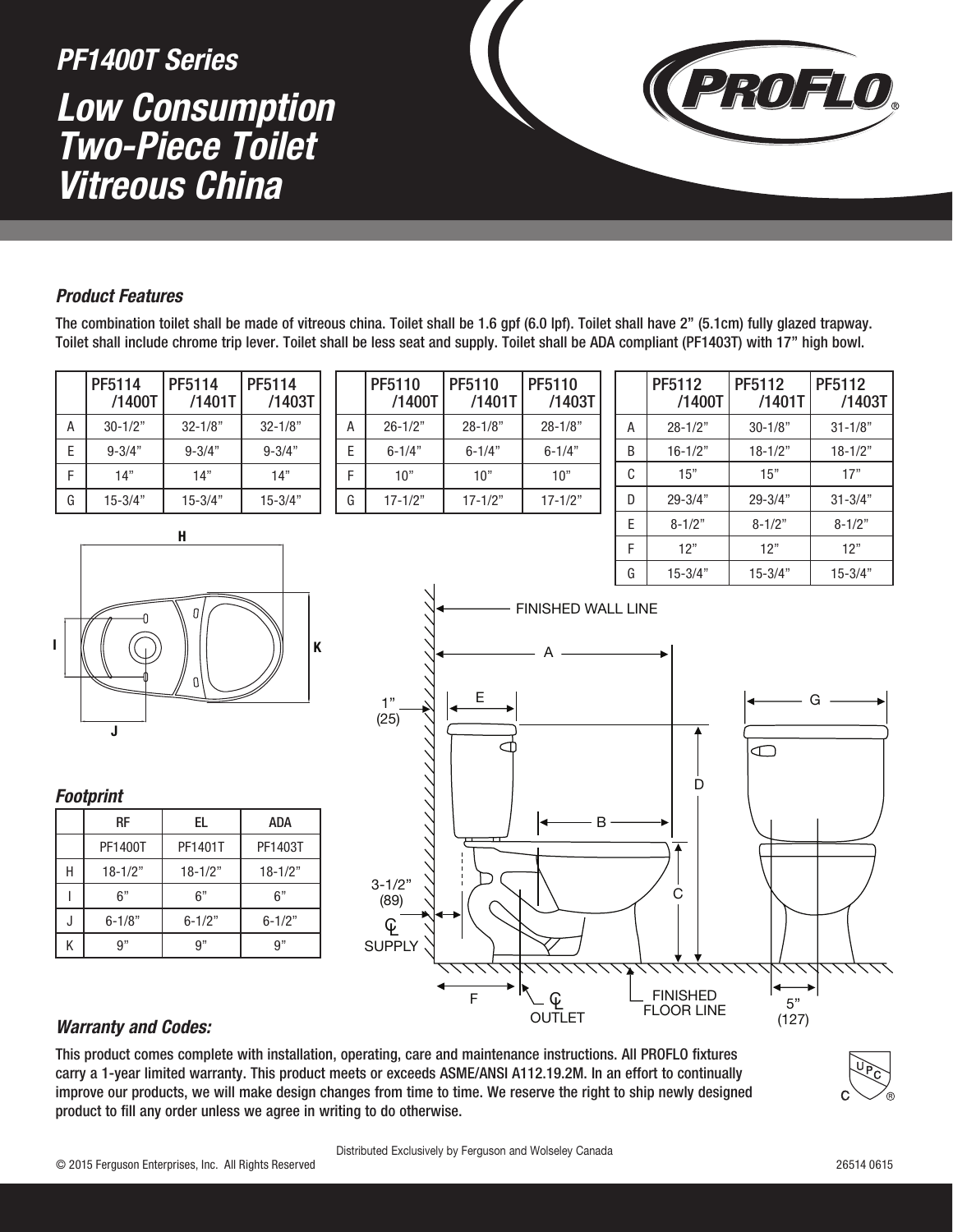## PF1400T Series

# Low Consumption Two-Piece Toilet Vitreous China

PROFLO®

### *Product Features*

The combination toilet shall be made of vitreous china. Toilet shall be 1.6 gpf (6.0 lpf). Toilet shall have 2" (5.1cm) fully glazed trapway. Toilet shall include chrome trip lever. Toilet shall be less seat and supply. Toilet shall be ADA compliant (PF1403T) with 17" high bowl.

| | PF5114 /1400T | PF5114 /1401T | PF5114 /1403T |
|---|---|---|---|
| A | 30-1/2" | 32-1/8" | 32-1/8" |
| E | 9-3/4" | 9-3/4" | 9-3/4" |
| F | 14" | 14" | 14" |
| G | 15-3/4" | 15-3/4" | 15-3/4" |

| | PF5110 /1400T | PF5110 /1401T | PF5110 /1403T |
|---|---|---|---|
| A | 26-1/2" | 28-1/8" | 28-1/8" |
| E | 6-1/4" | 6-1/4" | 6-1/4" |
| F | 10" | 10" | 10" |
| G | 17-1/2" | 17-1/2" | 17-1/2" |

| | PF5112 /1400T | PF5112 /1401T | PF5112 /1403T |
|---|---|---|---|
| A | 28-1/2" | 30-1/8" | 31-1/8" |
| B | 16-1/2" | 18-1/2" | 18-1/2" |
| C | 15" | 15" | 17" |
| D | 29-3/4" | 29-3/4" | 31-3/4" |
| E | 8-1/2" | 8-1/2" | 8-1/2" |
| F | 12" | 12" | 12" |
| G | 15-3/4" | 15-3/4" | 15-3/4" |

H

I

K

J

FINISHED WALL LINE

A

1" (25)

E

G

D

B

C

3-1/2" (89)

℄ SUPPLY

F

℄ OUTLET

FINISHED FLOOR LINE

5" (127)

### *Footprint*

| | RF | EL | ADA |
|---|---|---|---|
| | PF1400T | PF1401T | PF1403T |
| H | 18-1/2" | 18-1/2" | 18-1/2" |
| I | 6" | 6" | 6" |
| J | 6-1/8" | 6-1/2" | 6-1/2" |
| K | 9" | 9" | 9" |

### *Warranty and Codes:*

This product comes complete with installation, operating, care and maintenance instructions. All PROFLO fixtures carry a 1-year limited warranty. This product meets or exceeds ASME/ANSI A112.19.2M. In an effort to continually improve our products, we will make design changes from time to time. We reserve the right to ship newly designed product to fill any order unless we agree in writing to do otherwise.

Distributed Exclusively by Ferguson and Wolseley Canada

© 2015 Ferguson Enterprises, Inc. All Rights Reserved

26514 0615